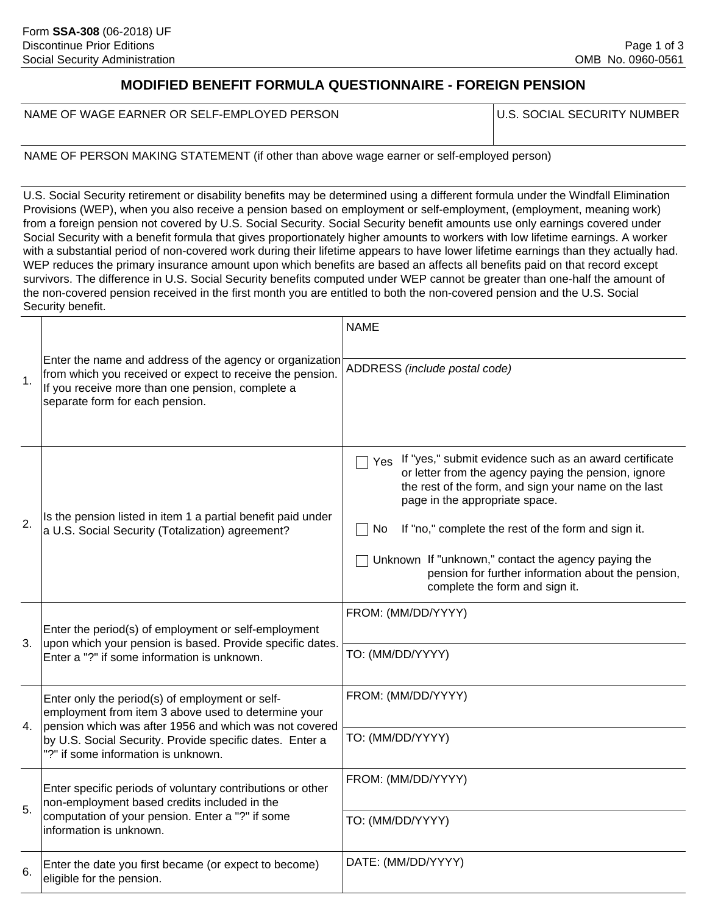Form **SSA-308** (06-2018) UF
Discontinue Prior Editions
Social Security Administration

OMB No. 0960-0561

# MODIFIED BENEFIT FORMULA QUESTIONNAIRE - FOREIGN PENSION

| NAME OF WAGE EARNER OR SELF-EMPLOYED PERSON | U.S. SOCIAL SECURITY NUMBER |
|---|---|
| | |

NAME OF PERSON MAKING STATEMENT (if other than above wage earner or self-employed person)

U.S. Social Security retirement or disability benefits may be determined using a different formula under the Windfall Elimination Provisions (WEP), when you also receive a pension based on employment or self-employment, (employment, meaning work) from a foreign pension not covered by U.S. Social Security. Social Security benefit amounts use only earnings covered under Social Security with a benefit formula that gives proportionately higher amounts to workers with low lifetime earnings. A worker with a substantial period of non-covered work during their lifetime appears to have lower lifetime earnings than they actually had. WEP reduces the primary insurance amount upon which benefits are based an affects all benefits paid on that record except survivors. The difference in U.S. Social Security benefits computed under WEP cannot be greater than one-half the amount of the non-covered pension received in the first month you are entitled to both the non-covered pension and the U.S. Social Security benefit.

| | | |
|---|---|---|
| 1. | Enter the name and address of the agency or organization from which you received or expect to receive the pension. If you receive more than one pension, complete a separate form for each pension. | NAME<br><br>ADDRESS *(include postal code)* |
| 2. | Is the pension listed in item 1 a partial benefit paid under a U.S. Social Security (Totalization) agreement? | ☐ Yes If "yes," submit evidence such as an award certificate or letter from the agency paying the pension, ignore the rest of the form, and sign your name on the last page in the appropriate space.<br><br>☐ No If "no," complete the rest of the form and sign it.<br><br>☐ Unknown If "unknown," contact the agency paying the pension for further information about the pension, complete the form and sign it. |
| 3. | Enter the period(s) of employment or self-employment upon which your pension is based. Provide specific dates. Enter a "?" if some information is unknown. | FROM: (MM/DD/YYYY)<br><br>TO: (MM/DD/YYYY) |
| 4. | Enter only the period(s) of employment or self-employment from item 3 above used to determine your pension which was after 1956 and which was not covered by U.S. Social Security. Provide specific dates. Enter a "?" if some information is unknown. | FROM: (MM/DD/YYYY)<br><br>TO: (MM/DD/YYYY) |
| 5. | Enter specific periods of voluntary contributions or other non-employment based credits included in the computation of your pension. Enter a "?" if some information is unknown. | FROM: (MM/DD/YYYY)<br><br>TO: (MM/DD/YYYY) |
| 6. | Enter the date you first became (or expect to become) eligible for the pension. | DATE: (MM/DD/YYYY) |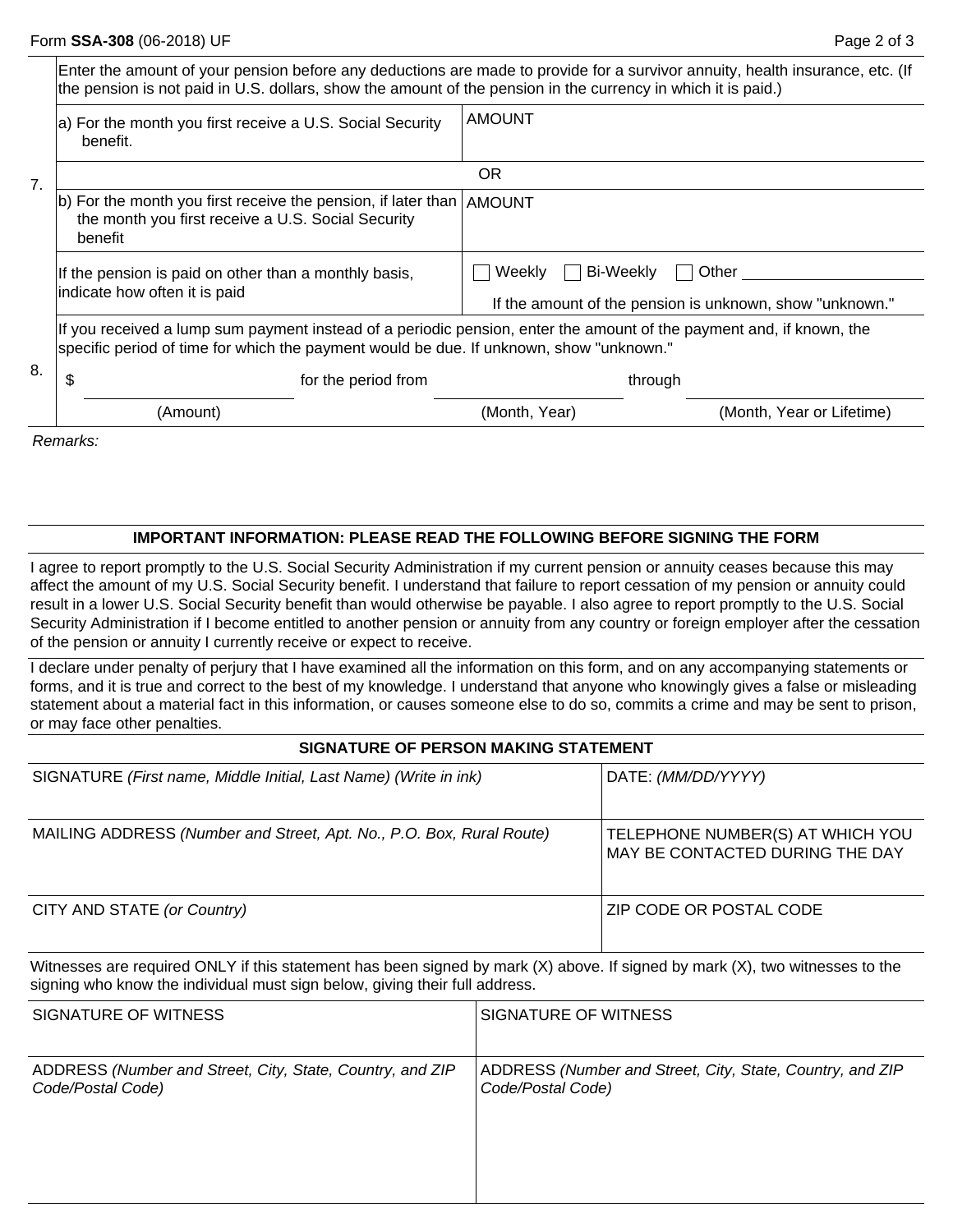| | | |
|---|---|---|
| 7. | Enter the amount of your pension before any deductions are made to provide for a survivor annuity, health insurance, etc. (If the pension is not paid in U.S. dollars, show the amount of the pension in the currency in which it is paid.) | |
| | a) For the month you first receive a U.S. Social Security benefit. | AMOUNT |
| | OR | |
| | b) For the month you first receive the pension, if later than the month you first receive a U.S. Social Security benefit | AMOUNT |
| | If the pension is paid on other than a monthly basis, indicate how often it is paid | ☐ Weekly ☐ Bi-Weekly ☐ Other ______ If the amount of the pension is unknown, show "unknown." |
| 8. | If you received a lump sum payment instead of a periodic pension, enter the amount of the payment and, if known, the specific period of time for which the payment would be due. If unknown, show "unknown." | |
| | $ ______ (Amount) for the period from ______ (Month, Year) through ______ (Month, Year or Lifetime) | |

*Remarks:*

**IMPORTANT INFORMATION: PLEASE READ THE FOLLOWING BEFORE SIGNING THE FORM**

I agree to report promptly to the U.S. Social Security Administration if my current pension or annuity ceases because this may affect the amount of my U.S. Social Security benefit. I understand that failure to report cessation of my pension or annuity could result in a lower U.S. Social Security benefit than would otherwise be payable. I also agree to report promptly to the U.S. Social Security Administration if I become entitled to another pension or annuity from any country or foreign employer after the cessation of the pension or annuity I currently receive or expect to receive.

I declare under penalty of perjury that I have examined all the information on this form, and on any accompanying statements or forms, and it is true and correct to the best of my knowledge. I understand that anyone who knowingly gives a false or misleading statement about a material fact in this information, or causes someone else to do so, commits a crime and may be sent to prison, or may face other penalties.

**SIGNATURE OF PERSON MAKING STATEMENT**

| | |
|---|---|
| SIGNATURE *(First name, Middle Initial, Last Name) (Write in ink)* | DATE: *(MM/DD/YYYY)* |
| MAILING ADDRESS *(Number and Street, Apt. No., P.O. Box, Rural Route)* | TELEPHONE NUMBER(S) AT WHICH YOU MAY BE CONTACTED DURING THE DAY |
| CITY AND STATE *(or Country)* | ZIP CODE OR POSTAL CODE |

Witnesses are required ONLY if this statement has been signed by mark (X) above. If signed by mark (X), two witnesses to the signing who know the individual must sign below, giving their full address.

| | |
|---|---|
| SIGNATURE OF WITNESS | SIGNATURE OF WITNESS |
| ADDRESS *(Number and Street, City, State, Country, and ZIP Code/Postal Code)* | ADDRESS *(Number and Street, City, State, Country, and ZIP Code/Postal Code)* |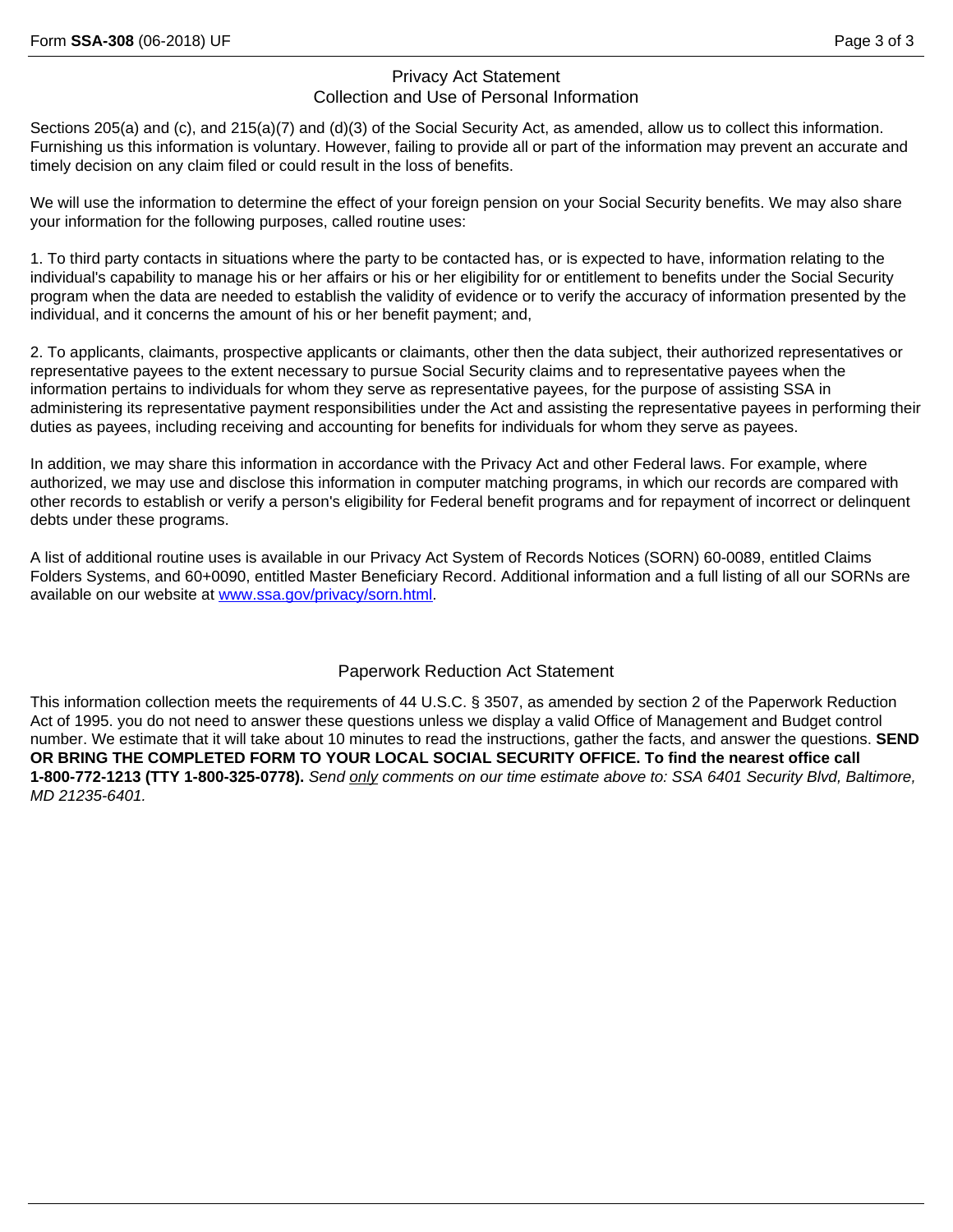## Privacy Act Statement
## Collection and Use of Personal Information

Sections 205(a) and (c), and 215(a)(7) and (d)(3) of the Social Security Act, as amended, allow us to collect this information. Furnishing us this information is voluntary. However, failing to provide all or part of the information may prevent an accurate and timely decision on any claim filed or could result in the loss of benefits.

We will use the information to determine the effect of your foreign pension on your Social Security benefits. We may also share your information for the following purposes, called routine uses:

1. To third party contacts in situations where the party to be contacted has, or is expected to have, information relating to the individual's capability to manage his or her affairs or his or her eligibility for or entitlement to benefits under the Social Security program when the data are needed to establish the validity of evidence or to verify the accuracy of information presented by the individual, and it concerns the amount of his or her benefit payment; and,

2. To applicants, claimants, prospective applicants or claimants, other then the data subject, their authorized representatives or representative payees to the extent necessary to pursue Social Security claims and to representative payees when the information pertains to individuals for whom they serve as representative payees, for the purpose of assisting SSA in administering its representative payment responsibilities under the Act and assisting the representative payees in performing their duties as payees, including receiving and accounting for benefits for individuals for whom they serve as payees.

In addition, we may share this information in accordance with the Privacy Act and other Federal laws. For example, where authorized, we may use and disclose this information in computer matching programs, in which our records are compared with other records to establish or verify a person's eligibility for Federal benefit programs and for repayment of incorrect or delinquent debts under these programs.

A list of additional routine uses is available in our Privacy Act System of Records Notices (SORN) 60-0089, entitled Claims Folders Systems, and 60+0090, entitled Master Beneficiary Record. Additional information and a full listing of all our SORNs are available on our website at [www.ssa.gov/privacy/sorn.html](www.ssa.gov/privacy/sorn.html).

## Paperwork Reduction Act Statement

This information collection meets the requirements of 44 U.S.C. § 3507, as amended by section 2 of the Paperwork Reduction Act of 1995. you do not need to answer these questions unless we display a valid Office of Management and Budget control number. We estimate that it will take about 10 minutes to read the instructions, gather the facts, and answer the questions. **SEND OR BRING THE COMPLETED FORM TO YOUR LOCAL SOCIAL SECURITY OFFICE. To find the nearest office call 1-800-772-1213 (TTY 1-800-325-0778).** *Send only comments on our time estimate above to: SSA 6401 Security Blvd, Baltimore, MD 21235-6401.*